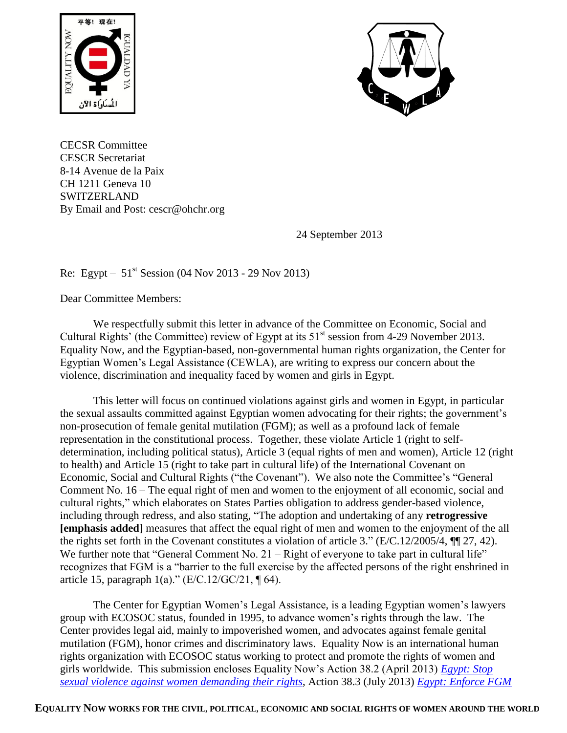CECSR Committee
CESCR Secretariat
8-14 Avenue de la Paix
CH 1211 Geneva 10
SWITZERLAND
By Email and Post: cescr@ohchr.org

24 September 2013

Re: Egypt – 51st Session (04 Nov 2013 - 29 Nov 2013)

Dear Committee Members:

We respectfully submit this letter in advance of the Committee on Economic, Social and Cultural Rights' (the Committee) review of Egypt at its 51st session from 4-29 November 2013. Equality Now, and the Egyptian-based, non-governmental human rights organization, the Center for Egyptian Women's Legal Assistance (CEWLA), are writing to express our concern about the violence, discrimination and inequality faced by women and girls in Egypt.

This letter will focus on continued violations against girls and women in Egypt, in particular the sexual assaults committed against Egyptian women advocating for their rights; the government's non-prosecution of female genital mutilation (FGM); as well as a profound lack of female representation in the constitutional process. Together, these violate Article 1 (right to self-determination, including political status), Article 3 (equal rights of men and women), Article 12 (right to health) and Article 15 (right to take part in cultural life) of the International Covenant on Economic, Social and Cultural Rights ("the Covenant"). We also note the Committee's "General Comment No. 16 – The equal right of men and women to the enjoyment of all economic, social and cultural rights," which elaborates on States Parties obligation to address gender-based violence, including through redress, and also stating, "The adoption and undertaking of any **retrogressive [emphasis added]** measures that affect the equal right of men and women to the enjoyment of the all the rights set forth in the Covenant constitutes a violation of article 3." (E/C.12/2005/4, ¶¶ 27, 42). We further note that "General Comment No. 21 – Right of everyone to take part in cultural life" recognizes that FGM is a "barrier to the full exercise by the affected persons of the right enshrined in article 15, paragraph 1(a)." (E/C.12/GC/21, ¶ 64).

The Center for Egyptian Women's Legal Assistance, is a leading Egyptian women's lawyers group with ECOSOC status, founded in 1995, to advance women's rights through the law. The Center provides legal aid, mainly to impoverished women, and advocates against female genital mutilation (FGM), honor crimes and discriminatory laws. Equality Now is an international human rights organization with ECOSOC status working to protect and promote the rights of women and girls worldwide. This submission encloses Equality Now's Action 38.2 (April 2013) *Egypt: Stop sexual violence against women demanding their rights*, Action 38.3 (July 2013) *Egypt: Enforce FGM*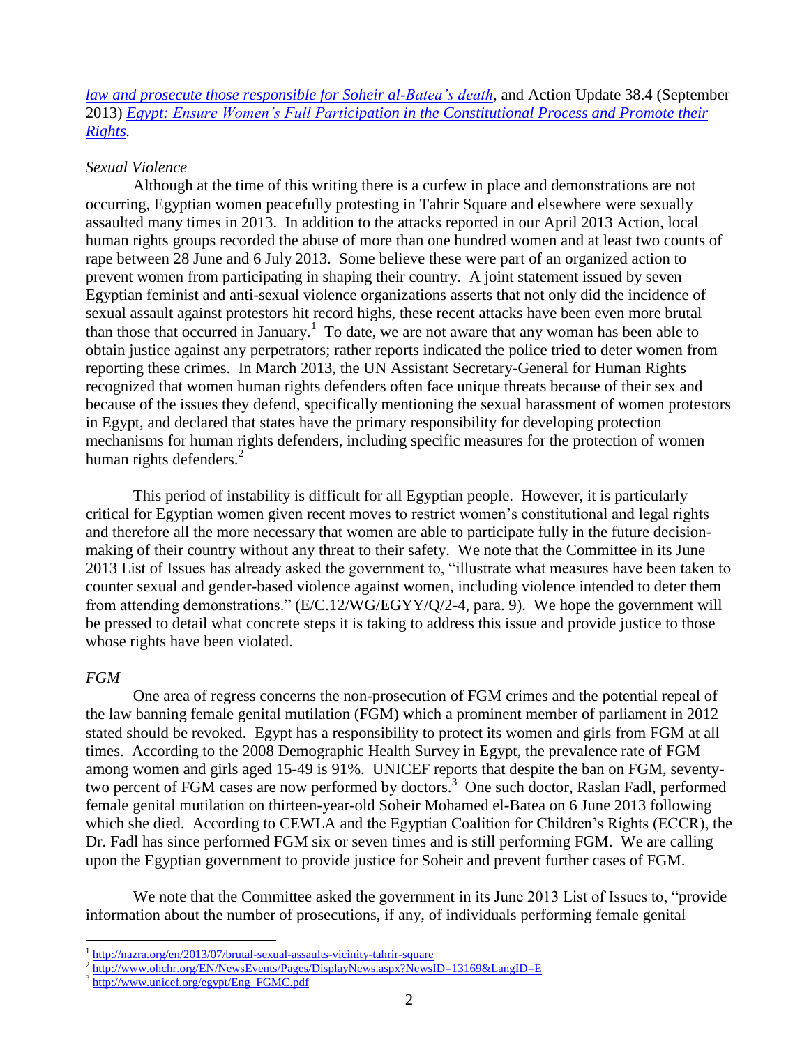*law and prosecute those responsible for Soheir al-Batea's death*, and Action Update 38.4 (September 2013) *Egypt: Ensure Women's Full Participation in the Constitutional Process and Promote their Rights.*

*Sexual Violence*

Although at the time of this writing there is a curfew in place and demonstrations are not occurring, Egyptian women peacefully protesting in Tahrir Square and elsewhere were sexually assaulted many times in 2013. In addition to the attacks reported in our April 2013 Action, local human rights groups recorded the abuse of more than one hundred women and at least two counts of rape between 28 June and 6 July 2013. Some believe these were part of an organized action to prevent women from participating in shaping their country. A joint statement issued by seven Egyptian feminist and anti-sexual violence organizations asserts that not only did the incidence of sexual assault against protestors hit record highs, these recent attacks have been even more brutal than those that occurred in January.[1] To date, we are not aware that any woman has been able to obtain justice against any perpetrators; rather reports indicated the police tried to deter women from reporting these crimes. In March 2013, the UN Assistant Secretary-General for Human Rights recognized that women human rights defenders often face unique threats because of their sex and because of the issues they defend, specifically mentioning the sexual harassment of women protestors in Egypt, and declared that states have the primary responsibility for developing protection mechanisms for human rights defenders, including specific measures for the protection of women human rights defenders.[2]

This period of instability is difficult for all Egyptian people. However, it is particularly critical for Egyptian women given recent moves to restrict women's constitutional and legal rights and therefore all the more necessary that women are able to participate fully in the future decision-making of their country without any threat to their safety. We note that the Committee in its June 2013 List of Issues has already asked the government to, "illustrate what measures have been taken to counter sexual and gender-based violence against women, including violence intended to deter them from attending demonstrations." (E/C.12/WG/EGYY/Q/2-4, para. 9). We hope the government will be pressed to detail what concrete steps it is taking to address this issue and provide justice to those whose rights have been violated.

*FGM*

One area of regress concerns the non-prosecution of FGM crimes and the potential repeal of the law banning female genital mutilation (FGM) which a prominent member of parliament in 2012 stated should be revoked. Egypt has a responsibility to protect its women and girls from FGM at all times. According to the 2008 Demographic Health Survey in Egypt, the prevalence rate of FGM among women and girls aged 15-49 is 91%. UNICEF reports that despite the ban on FGM, seventy-two percent of FGM cases are now performed by doctors.[3] One such doctor, Raslan Fadl, performed female genital mutilation on thirteen-year-old Soheir Mohamed el-Batea on 6 June 2013 following which she died. According to CEWLA and the Egyptian Coalition for Children's Rights (ECCR), the Dr. Fadl has since performed FGM six or seven times and is still performing FGM. We are calling upon the Egyptian government to provide justice for Soheir and prevent further cases of FGM.

We note that the Committee asked the government in its June 2013 List of Issues to, "provide information about the number of prosecutions, if any, of individuals performing female genital

---

[1] http://nazra.org/en/2013/07/brutal-sexual-assaults-vicinity-tahrir-square
[2] http://www.ohchr.org/EN/NewsEvents/Pages/DisplayNews.aspx?NewsID=13169&LangID=E
[3] http://www.unicef.org/egypt/Eng_FGMC.pdf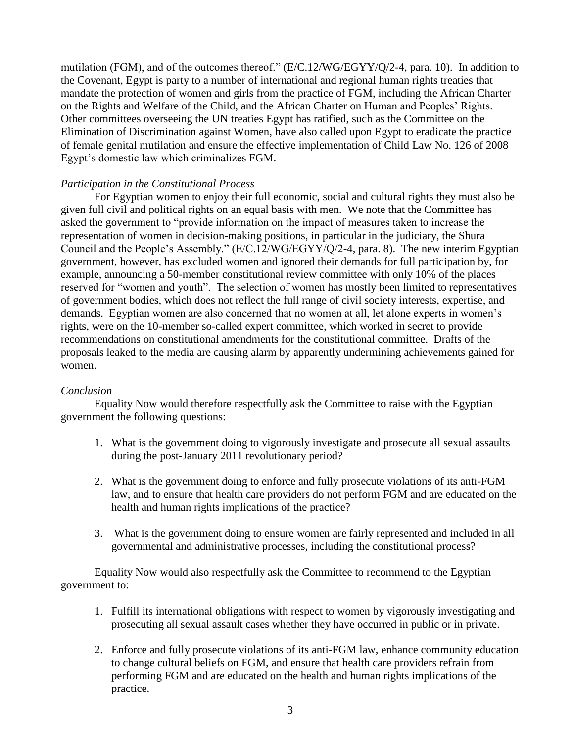mutilation (FGM), and of the outcomes thereof." (E/C.12/WG/EGYY/Q/2-4, para. 10). In addition to the Covenant, Egypt is party to a number of international and regional human rights treaties that mandate the protection of women and girls from the practice of FGM, including the African Charter on the Rights and Welfare of the Child, and the African Charter on Human and Peoples' Rights. Other committees overseeing the UN treaties Egypt has ratified, such as the Committee on the Elimination of Discrimination against Women, have also called upon Egypt to eradicate the practice of female genital mutilation and ensure the effective implementation of Child Law No. 126 of 2008 – Egypt's domestic law which criminalizes FGM.

*Participation in the Constitutional Process*

For Egyptian women to enjoy their full economic, social and cultural rights they must also be given full civil and political rights on an equal basis with men. We note that the Committee has asked the government to "provide information on the impact of measures taken to increase the representation of women in decision-making positions, in particular in the judiciary, the Shura Council and the People's Assembly." (E/C.12/WG/EGYY/Q/2-4, para. 8). The new interim Egyptian government, however, has excluded women and ignored their demands for full participation by, for example, announcing a 50-member constitutional review committee with only 10% of the places reserved for "women and youth". The selection of women has mostly been limited to representatives of government bodies, which does not reflect the full range of civil society interests, expertise, and demands. Egyptian women are also concerned that no women at all, let alone experts in women's rights, were on the 10-member so-called expert committee, which worked in secret to provide recommendations on constitutional amendments for the constitutional committee. Drafts of the proposals leaked to the media are causing alarm by apparently undermining achievements gained for women.

*Conclusion*

Equality Now would therefore respectfully ask the Committee to raise with the Egyptian government the following questions:

1. What is the government doing to vigorously investigate and prosecute all sexual assaults during the post-January 2011 revolutionary period?

2. What is the government doing to enforce and fully prosecute violations of its anti-FGM law, and to ensure that health care providers do not perform FGM and are educated on the health and human rights implications of the practice?

3. What is the government doing to ensure women are fairly represented and included in all governmental and administrative processes, including the constitutional process?

Equality Now would also respectfully ask the Committee to recommend to the Egyptian government to:

1. Fulfill its international obligations with respect to women by vigorously investigating and prosecuting all sexual assault cases whether they have occurred in public or in private.

2. Enforce and fully prosecute violations of its anti-FGM law, enhance community education to change cultural beliefs on FGM, and ensure that health care providers refrain from performing FGM and are educated on the health and human rights implications of the practice.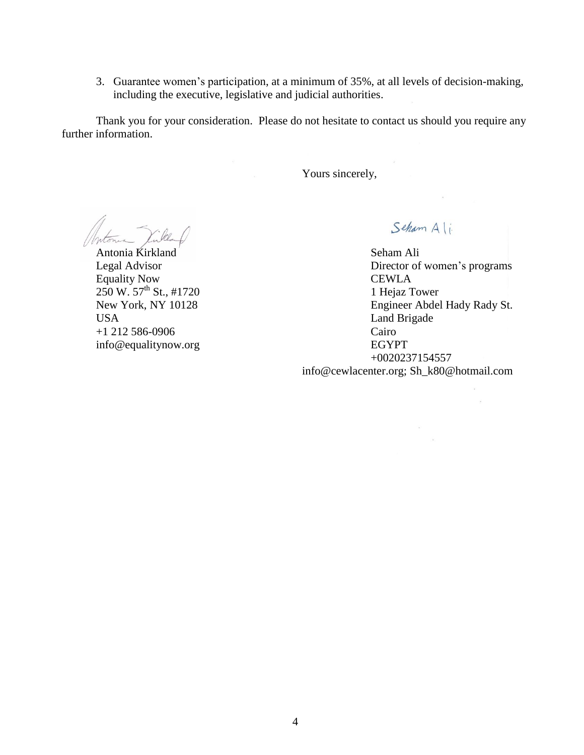3. Guarantee women's participation, at a minimum of 35%, at all levels of decision-making, including the executive, legislative and judicial authorities.

Thank you for your consideration. Please do not hesitate to contact us should you require any further information.

Yours sincerely,

Antonia Kirkland
Legal Advisor
Equality Now
250 W. 57th St., #1720
New York, NY 10128
USA
+1 212 586-0906
info@equalitynow.org

Seham Ali
Director of women's programs
CEWLA
1 Hejaz Tower
Engineer Abdel Hady Rady St.
Land Brigade
Cairo
EGYPT
+0020237154557
info@cewlacenter.org; Sh_k80@hotmail.com